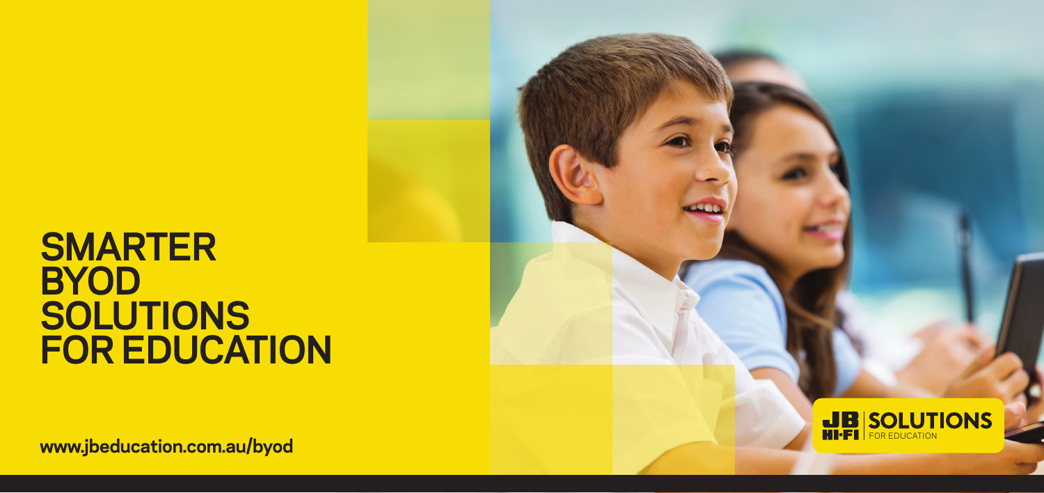# SMARTER BYOD SOLUTIONS FOR EDUCATION

**www.jbeducation.com.au/byod**

JB HI-FI | SOLUTIONS FOR EDUCATION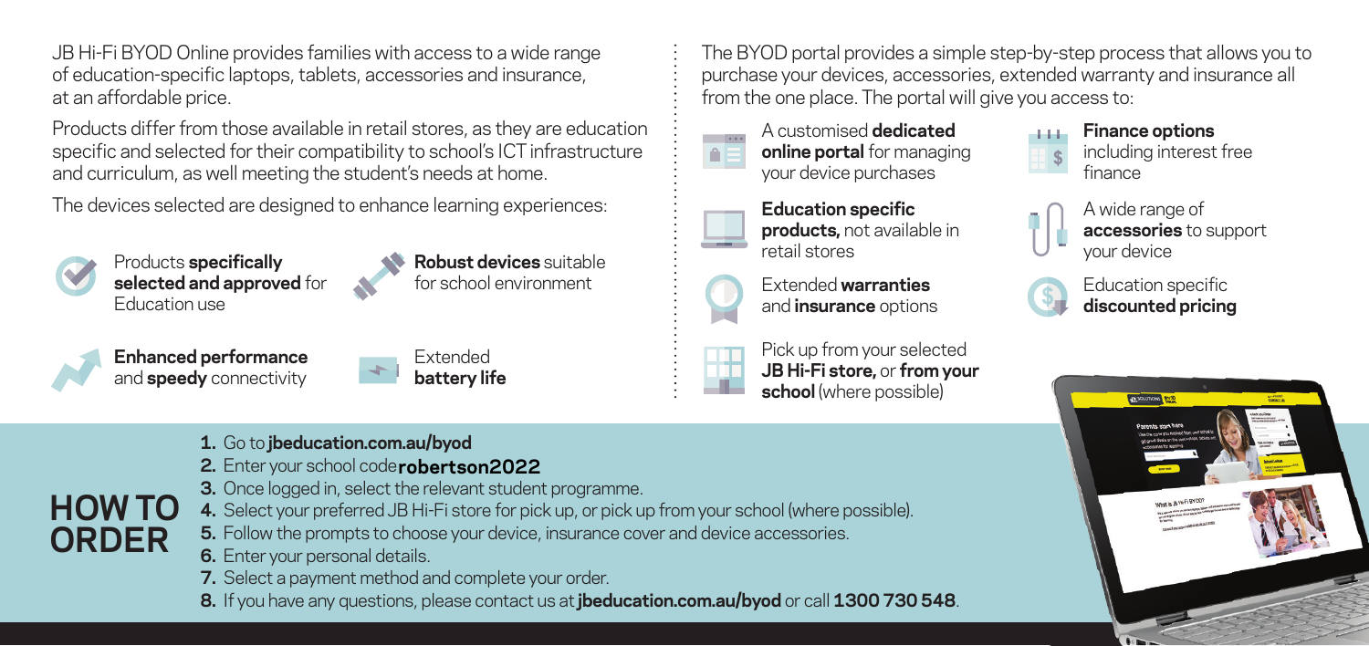JB Hi-Fi BYOD Online provides families with access to a wide range of education-specific laptops, tablets, accessories and insurance, at an affordable price.

Products differ from those available in retail stores, as they are education specific and selected for their compatibility to school's ICT infrastructure and curriculum, as well meeting the student's needs at home.

The devices selected are designed to enhance learning experiences:

- Products **specifically selected and approved** for Education use
- **Robust devices** suitable for school environment
- **Enhanced performance** and **speedy** connectivity
- Extended **battery life**

The BYOD portal provides a simple step-by-step process that allows you to purchase your devices, accessories, extended warranty and insurance all from the one place. The portal will give you access to:

- A customised **dedicated online portal** for managing your device purchases
- **Education specific products,** not available in retail stores
- Extended **warranties** and **insurance** options
- Pick up from your selected **JB Hi-Fi store,** or **from your school** (where possible)
- **Finance options** including interest free finance
- A wide range of **accessories** to support your device
- Education specific **discounted pricing**

## HOW TO ORDER

1. Go to **jbeducation.com.au/byod**
2. Enter your school code **robertson2022**
3. Once logged in, select the relevant student programme.
4. Select your preferred JB Hi-Fi store for pick up, or pick up from your school (where possible).
5. Follow the prompts to choose your device, insurance cover and device accessories.
6. Enter your personal details.
7. Select a payment method and complete your order.
8. If you have any questions, please contact us at **jbeducation.com.au/byod** or call **1300 730 548**.